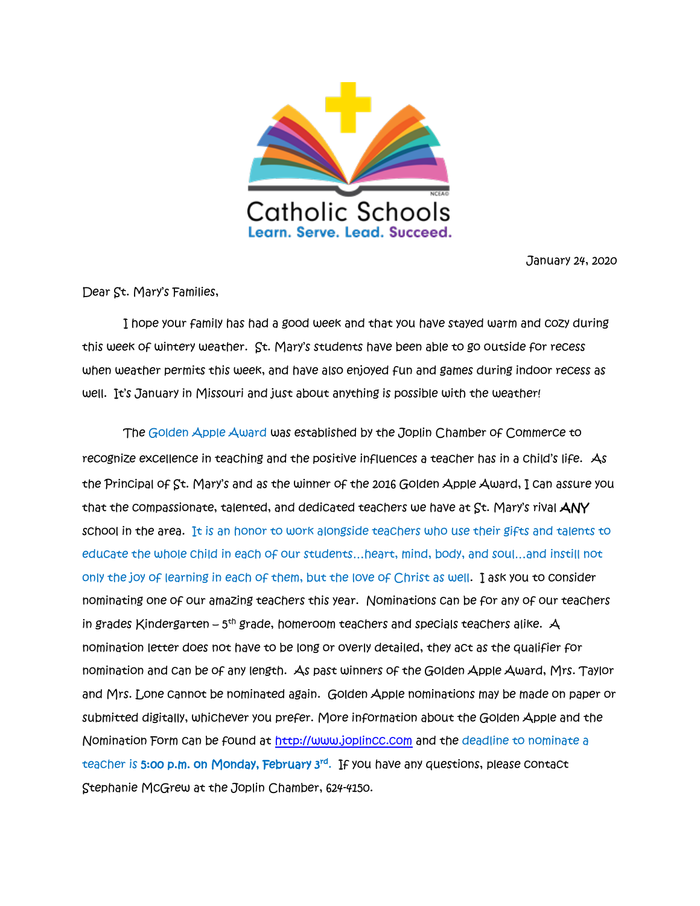Catholic Schools

Learn. Serve. Lead. Succeed.

January 24, 2020

Dear St. Mary's Families,

I hope your family has had a good week and that you have stayed warm and cozy during this week of wintery weather. St. Mary's students have been able to go outside for recess when weather permits this week, and have also enjoyed fun and games during indoor recess as well. It's January in Missouri and just about anything is possible with the weather!

The Golden Apple Award was established by the Joplin Chamber of Commerce to recognize excellence in teaching and the positive influences a teacher has in a child's life. As the Principal of St. Mary's and as the winner of the 2016 Golden Apple Award, I can assure you that the compassionate, talented, and dedicated teachers we have at St. Mary's rival **ANY** school in the area. It is an honor to work alongside teachers who use their gifts and talents to educate the whole child in each of our students…heart, mind, body, and soul…and instill not only the joy of learning in each of them, but the love of Christ as well. I ask you to consider nominating one of our amazing teachers this year. Nominations can be for any of our teachers in grades Kindergarten – 5th grade, homeroom teachers and specials teachers alike. A nomination letter does not have to be long or overly detailed, they act as the qualifier for nomination and can be of any length. As past winners of the Golden Apple Award, Mrs. Taylor and Mrs. Lone cannot be nominated again. Golden Apple nominations may be made on paper or submitted digitally, whichever you prefer. More information about the Golden Apple and the Nomination Form can be found at http://www.joplincc.com and the deadline to nominate a teacher is **5:00 p.m. on Monday, February 3rd**. If you have any questions, please contact Stephanie McGrew at the Joplin Chamber, 624-4150.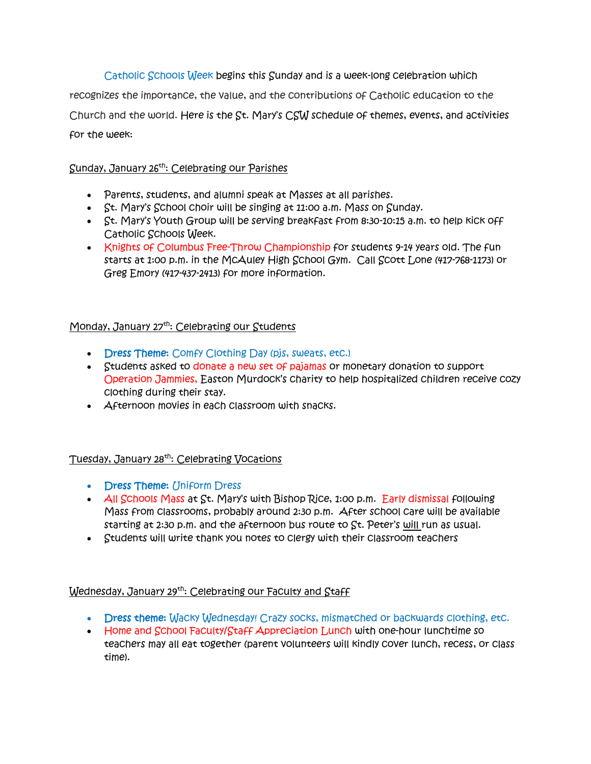Catholic Schools Week begins this Sunday and is a week-long celebration which recognizes the importance, the value, and the contributions of Catholic education to the Church and the world. Here is the St. Mary's CSW schedule of themes, events, and activities for the week:

Sunday, January 26th: Celebrating our Parishes

- Parents, students, and alumni speak at Masses at all parishes.
- St. Mary's School choir will be singing at 11:00 a.m. Mass on Sunday.
- St. Mary's Youth Group will be serving breakfast from 8:30-10:15 a.m. to help kick off Catholic Schools Week.
- Knights of Columbus Free-Throw Championship for students 9-14 years old. The fun starts at 1:00 p.m. in the McAuley High School Gym. Call Scott Lone (417-768-1173) or Greg Emory (417-437-2413) for more information.

Monday, January 27th: Celebrating our Students

- **Dress Theme:** Comfy Clothing Day (pjs, sweats, etc.)
- Students asked to donate a new set of pajamas or monetary donation to support Operation Jammies, Easton Murdock's charity to help hospitalized children receive cozy clothing during their stay.
- Afternoon movies in each classroom with snacks.

Tuesday, January 28th: Celebrating Vocations

- **Dress Theme:** Uniform Dress
- All Schools Mass at St. Mary's with Bishop Rice, 1:00 p.m. Early dismissal following Mass from classrooms, probably around 2:30 p.m. After school care will be available starting at 2:30 p.m. and the afternoon bus route to St. Peter's will run as usual.
- Students will write thank you notes to clergy with their classroom teachers

Wednesday, January 29th: Celebrating our Faculty and Staff

- **Dress theme:** Wacky Wednesday! Crazy socks, mismatched or backwards clothing, etc.
- Home and School Faculty/Staff Appreciation Lunch with one-hour lunchtime so teachers may all eat together (parent volunteers will kindly cover lunch, recess, or class time).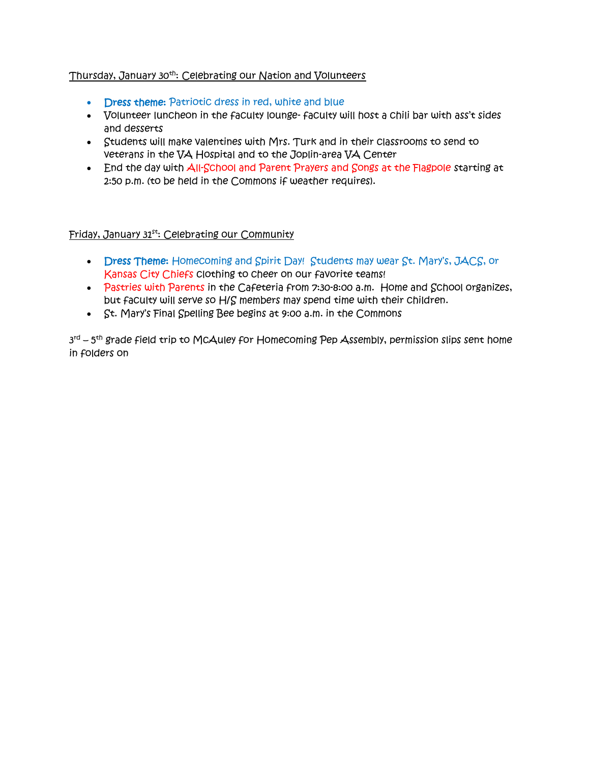Thursday, January 30th: Celebrating our Nation and Volunteers

- **Dress theme:** Patriotic dress in red, white and blue
- Volunteer luncheon in the faculty lounge- faculty will host a chili bar with ass't sides and desserts
- Students will make valentines with Mrs. Turk and in their classrooms to send to veterans in the VA Hospital and to the Joplin-area VA Center
- End the day with All-School and Parent Prayers and Songs at the Flagpole starting at 2:50 p.m. (to be held in the Commons if weather requires).

Friday, January 31st: Celebrating our Community

- **Dress Theme:** Homecoming and Spirit Day! Students may wear St. Mary's, JACS, or Kansas City Chiefs clothing to cheer on our favorite teams!
- Pastries with Parents in the Cafeteria from 7:30-8:00 a.m. Home and School organizes, but faculty will serve so H/S members may spend time with their children.
- St. Mary's Final Spelling Bee begins at 9:00 a.m. in the Commons

3rd – 5th grade field trip to McAuley for Homecoming Pep Assembly, permission slips sent home in folders on